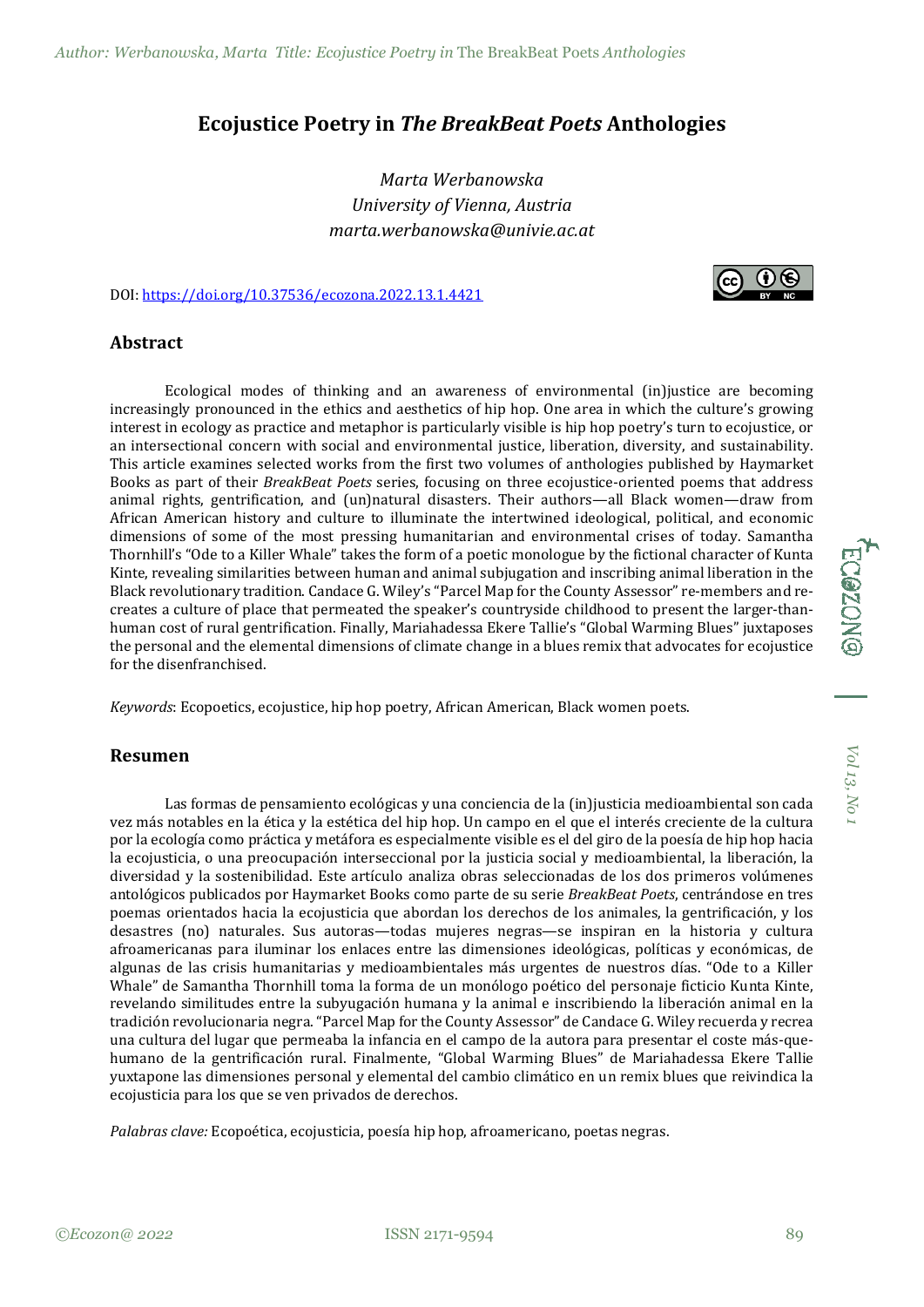# Ecojustice Poetry in *The BreakBeat Poets* Anthologies

*Marta Werbanowska*
*University of Vienna, Austria*
*marta.werbanowska@univie.ac.at*

DOI: https://doi.org/10.37536/ecozona.2022.13.1.4421

## Abstract

Ecological modes of thinking and an awareness of environmental (in)justice are becoming increasingly pronounced in the ethics and aesthetics of hip hop. One area in which the culture's growing interest in ecology as practice and metaphor is particularly visible is hip hop poetry's turn to ecojustice, or an intersectional concern with social and environmental justice, liberation, diversity, and sustainability. This article examines selected works from the first two volumes of anthologies published by Haymarket Books as part of their *BreakBeat Poets* series, focusing on three ecojustice-oriented poems that address animal rights, gentrification, and (un)natural disasters. Their authors—all Black women—draw from African American history and culture to illuminate the intertwined ideological, political, and economic dimensions of some of the most pressing humanitarian and environmental crises of today. Samantha Thornhill's "Ode to a Killer Whale" takes the form of a poetic monologue by the fictional character of Kunta Kinte, revealing similarities between human and animal subjugation and inscribing animal liberation in the Black revolutionary tradition. Candace G. Wiley's "Parcel Map for the County Assessor" re-members and re-creates a culture of place that permeated the speaker's countryside childhood to present the larger-than-human cost of rural gentrification. Finally, Mariahadessa Ekere Tallie's "Global Warming Blues" juxtaposes the personal and the elemental dimensions of climate change in a blues remix that advocates for ecojustice for the disenfranchised.

*Keywords*: Ecopoetics, ecojustice, hip hop poetry, African American, Black women poets.

## Resumen

Las formas de pensamiento ecológicas y una conciencia de la (in)justicia medioambiental son cada vez más notables en la ética y la estética del hip hop. Un campo en el que el interés creciente de la cultura por la ecología como práctica y metáfora es especialmente visible es el del giro de la poesía de hip hop hacia la ecojusticia, o una preocupación interseccional por la justicia social y medioambiental, la liberación, la diversidad y la sostenibilidad. Este artículo analiza obras seleccionadas de los dos primeros volúmenes antológicos publicados por Haymarket Books como parte de su serie *BreakBeat Poets*, centrándose en tres poemas orientados hacia la ecojusticia que abordan los derechos de los animales, la gentrificación, y los desastres (no) naturales. Sus autoras—todas mujeres negras—se inspiran en la historia y cultura afroamericanas para iluminar los enlaces entre las dimensiones ideológicas, políticas y económicas, de algunas de las crisis humanitarias y medioambientales más urgentes de nuestros días. "Ode to a Killer Whale" de Samantha Thornhill toma la forma de un monólogo poético del personaje ficticio Kunta Kinte, revelando similitudes entre la subyugación humana y la animal e inscribiendo la liberación animal en la tradición revolucionaria negra. "Parcel Map for the County Assessor" de Candace G. Wiley recuerda y recrea una cultura del lugar que permeaba la infancia en el campo de la autora para presentar el coste más-que-humano de la gentrificación rural. Finalmente, "Global Warming Blues" de Mariahadessa Ekere Tallie yuxtapone las dimensiones personal y elemental del cambio climático en un remix blues que reivindica la ecojusticia para los que se ven privados de derechos.

*Palabras clave:* Ecopoética, ecojusticia, poesía hip hop, afroamericano, poetas negras.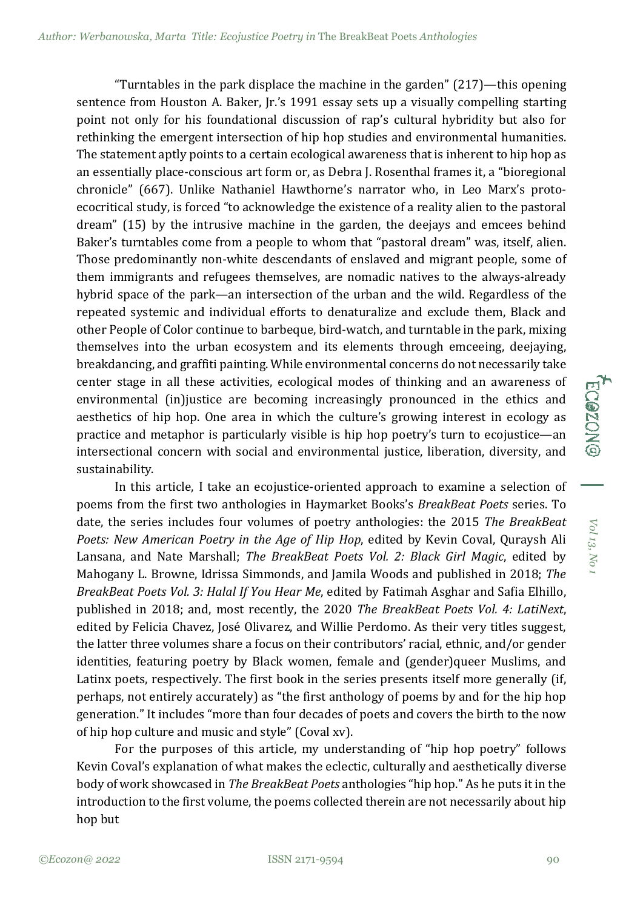"Turntables in the park displace the machine in the garden" (217)—this opening sentence from Houston A. Baker, Jr.'s 1991 essay sets up a visually compelling starting point not only for his foundational discussion of rap's cultural hybridity but also for rethinking the emergent intersection of hip hop studies and environmental humanities. The statement aptly points to a certain ecological awareness that is inherent to hip hop as an essentially place-conscious art form or, as Debra J. Rosenthal frames it, a "bioregional chronicle" (667). Unlike Nathaniel Hawthorne's narrator who, in Leo Marx's proto-ecocritical study, is forced "to acknowledge the existence of a reality alien to the pastoral dream" (15) by the intrusive machine in the garden, the deejays and emcees behind Baker's turntables come from a people to whom that "pastoral dream" was, itself, alien. Those predominantly non-white descendants of enslaved and migrant people, some of them immigrants and refugees themselves, are nomadic natives to the always-already hybrid space of the park—an intersection of the urban and the wild. Regardless of the repeated systemic and individual efforts to denaturalize and exclude them, Black and other People of Color continue to barbeque, bird-watch, and turntable in the park, mixing themselves into the urban ecosystem and its elements through emceeing, deejaying, breakdancing, and graffiti painting. While environmental concerns do not necessarily take center stage in all these activities, ecological modes of thinking and an awareness of environmental (in)justice are becoming increasingly pronounced in the ethics and aesthetics of hip hop. One area in which the culture's growing interest in ecology as practice and metaphor is particularly visible is hip hop poetry's turn to ecojustice—an intersectional concern with social and environmental justice, liberation, diversity, and sustainability.

In this article, I take an ecojustice-oriented approach to examine a selection of poems from the first two anthologies in Haymarket Books's *BreakBeat Poets* series. To date, the series includes four volumes of poetry anthologies: the 2015 *The BreakBeat Poets: New American Poetry in the Age of Hip Hop*, edited by Kevin Coval, Quraysh Ali Lansana, and Nate Marshall; *The BreakBeat Poets Vol. 2: Black Girl Magic*, edited by Mahogany L. Browne, Idrissa Simmonds, and Jamila Woods and published in 2018; *The BreakBeat Poets Vol. 3: Halal If You Hear Me*, edited by Fatimah Asghar and Safia Elhillo, published in 2018; and, most recently, the 2020 *The BreakBeat Poets Vol. 4: LatiNext*, edited by Felicia Chavez, José Olivarez, and Willie Perdomo. As their very titles suggest, the latter three volumes share a focus on their contributors' racial, ethnic, and/or gender identities, featuring poetry by Black women, female and (gender)queer Muslims, and Latinx poets, respectively. The first book in the series presents itself more generally (if, perhaps, not entirely accurately) as "the first anthology of poems by and for the hip hop generation." It includes "more than four decades of poets and covers the birth to the now of hip hop culture and music and style" (Coval xv).

For the purposes of this article, my understanding of "hip hop poetry" follows Kevin Coval's explanation of what makes the eclectic, culturally and aesthetically diverse body of work showcased in *The BreakBeat Poets* anthologies "hip hop." As he puts it in the introduction to the first volume, the poems collected therein are not necessarily about hip hop but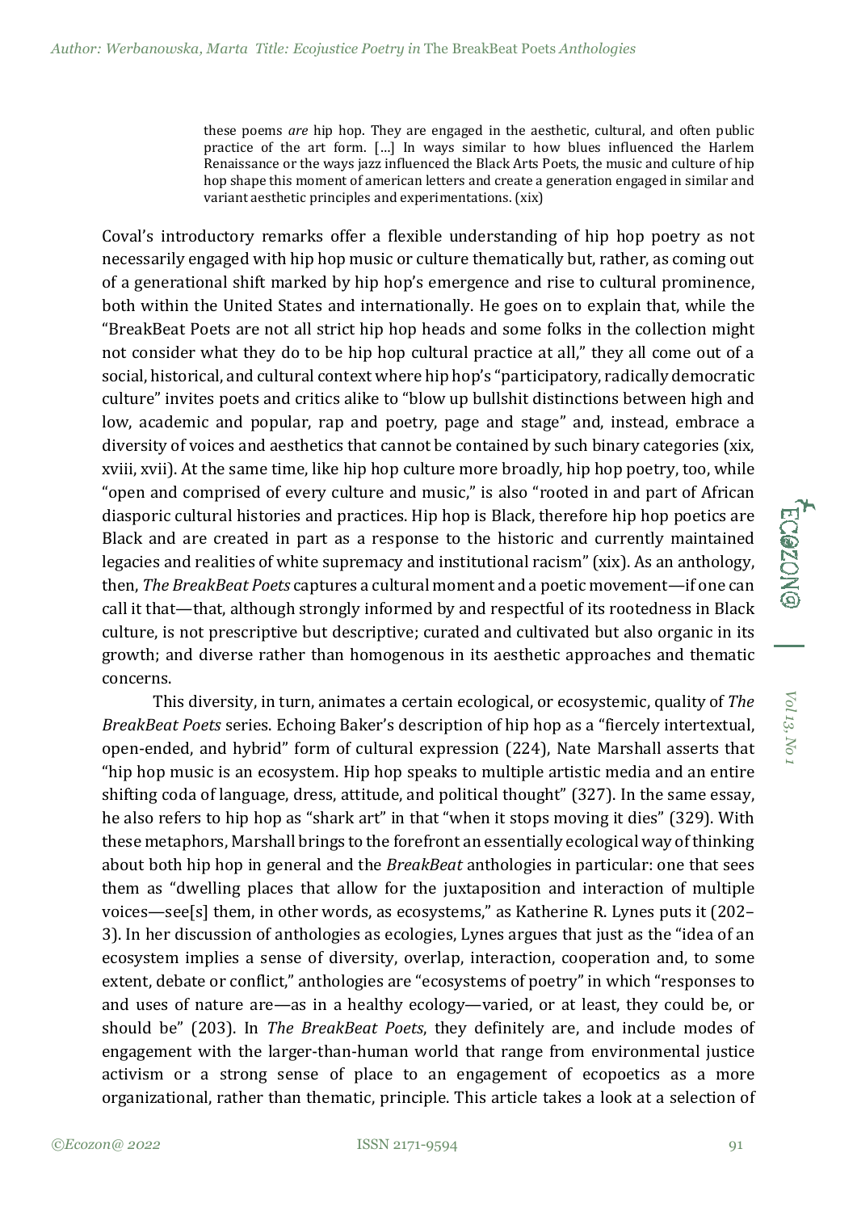> these poems *are* hip hop. They are engaged in the aesthetic, cultural, and often public practice of the art form. […] In ways similar to how blues influenced the Harlem Renaissance or the ways jazz influenced the Black Arts Poets, the music and culture of hip hop shape this moment of american letters and create a generation engaged in similar and variant aesthetic principles and experimentations. (xix)

Coval's introductory remarks offer a flexible understanding of hip hop poetry as not necessarily engaged with hip hop music or culture thematically but, rather, as coming out of a generational shift marked by hip hop's emergence and rise to cultural prominence, both within the United States and internationally. He goes on to explain that, while the "BreakBeat Poets are not all strict hip hop heads and some folks in the collection might not consider what they do to be hip hop cultural practice at all," they all come out of a social, historical, and cultural context where hip hop's "participatory, radically democratic culture" invites poets and critics alike to "blow up bullshit distinctions between high and low, academic and popular, rap and poetry, page and stage" and, instead, embrace a diversity of voices and aesthetics that cannot be contained by such binary categories (xix, xviii, xvii). At the same time, like hip hop culture more broadly, hip hop poetry, too, while "open and comprised of every culture and music," is also "rooted in and part of African diasporic cultural histories and practices. Hip hop is Black, therefore hip hop poetics are Black and are created in part as a response to the historic and currently maintained legacies and realities of white supremacy and institutional racism" (xix). As an anthology, then, *The BreakBeat Poets* captures a cultural moment and a poetic movement—if one can call it that—that, although strongly informed by and respectful of its rootedness in Black culture, is not prescriptive but descriptive; curated and cultivated but also organic in its growth; and diverse rather than homogenous in its aesthetic approaches and thematic concerns.

This diversity, in turn, animates a certain ecological, or ecosystemic, quality of *The BreakBeat Poets* series. Echoing Baker's description of hip hop as a "fiercely intertextual, open-ended, and hybrid" form of cultural expression (224), Nate Marshall asserts that "hip hop music is an ecosystem. Hip hop speaks to multiple artistic media and an entire shifting coda of language, dress, attitude, and political thought" (327). In the same essay, he also refers to hip hop as "shark art" in that "when it stops moving it dies" (329). With these metaphors, Marshall brings to the forefront an essentially ecological way of thinking about both hip hop in general and the *BreakBeat* anthologies in particular: one that sees them as "dwelling places that allow for the juxtaposition and interaction of multiple voices—see[s] them, in other words, as ecosystems," as Katherine R. Lynes puts it (202–3). In her discussion of anthologies as ecologies, Lynes argues that just as the "idea of an ecosystem implies a sense of diversity, overlap, interaction, cooperation and, to some extent, debate or conflict," anthologies are "ecosystems of poetry" in which "responses to and uses of nature are—as in a healthy ecology—varied, or at least, they could be, or should be" (203). In *The BreakBeat Poets*, they definitely are, and include modes of engagement with the larger-than-human world that range from environmental justice activism or a strong sense of place to an engagement of ecopoetics as a more organizational, rather than thematic, principle. This article takes a look at a selection of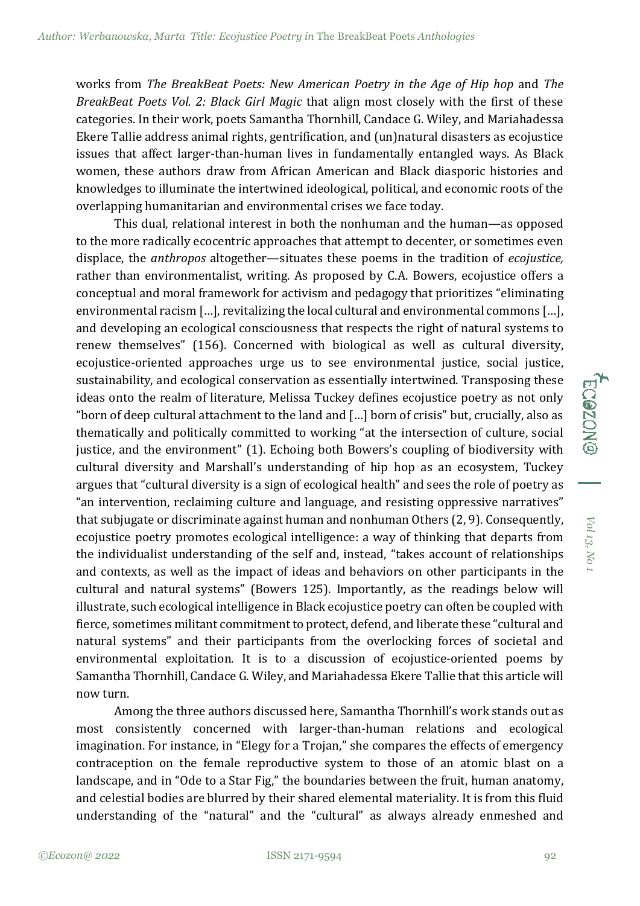works from *The BreakBeat Poets: New American Poetry in the Age of Hip hop* and *The BreakBeat Poets Vol. 2: Black Girl Magic* that align most closely with the first of these categories. In their work, poets Samantha Thornhill, Candace G. Wiley, and Mariahadessa Ekere Tallie address animal rights, gentrification, and (un)natural disasters as ecojustice issues that affect larger-than-human lives in fundamentally entangled ways. As Black women, these authors draw from African American and Black diasporic histories and knowledges to illuminate the intertwined ideological, political, and economic roots of the overlapping humanitarian and environmental crises we face today.

This dual, relational interest in both the nonhuman and the human—as opposed to the more radically ecocentric approaches that attempt to decenter, or sometimes even displace, the *anthropos* altogether—situates these poems in the tradition of *ecojustice,* rather than environmentalist, writing. As proposed by C.A. Bowers, ecojustice offers a conceptual and moral framework for activism and pedagogy that prioritizes "eliminating environmental racism […], revitalizing the local cultural and environmental commons […], and developing an ecological consciousness that respects the right of natural systems to renew themselves" (156). Concerned with biological as well as cultural diversity, ecojustice-oriented approaches urge us to see environmental justice, social justice, sustainability, and ecological conservation as essentially intertwined. Transposing these ideas onto the realm of literature, Melissa Tuckey defines ecojustice poetry as not only "born of deep cultural attachment to the land and […] born of crisis" but, crucially, also as thematically and politically committed to working "at the intersection of culture, social justice, and the environment" (1). Echoing both Bowers's coupling of biodiversity with cultural diversity and Marshall's understanding of hip hop as an ecosystem, Tuckey argues that "cultural diversity is a sign of ecological health" and sees the role of poetry as "an intervention, reclaiming culture and language, and resisting oppressive narratives" that subjugate or discriminate against human and nonhuman Others (2, 9). Consequently, ecojustice poetry promotes ecological intelligence: a way of thinking that departs from the individualist understanding of the self and, instead, "takes account of relationships and contexts, as well as the impact of ideas and behaviors on other participants in the cultural and natural systems" (Bowers 125). Importantly, as the readings below will illustrate, such ecological intelligence in Black ecojustice poetry can often be coupled with fierce, sometimes militant commitment to protect, defend, and liberate these "cultural and natural systems" and their participants from the overlocking forces of societal and environmental exploitation. It is to a discussion of ecojustice-oriented poems by Samantha Thornhill, Candace G. Wiley, and Mariahadessa Ekere Tallie that this article will now turn.

Among the three authors discussed here, Samantha Thornhill's work stands out as most consistently concerned with larger-than-human relations and ecological imagination. For instance, in "Elegy for a Trojan," she compares the effects of emergency contraception on the female reproductive system to those of an atomic blast on a landscape, and in "Ode to a Star Fig," the boundaries between the fruit, human anatomy, and celestial bodies are blurred by their shared elemental materiality. It is from this fluid understanding of the "natural" and the "cultural" as always already enmeshed and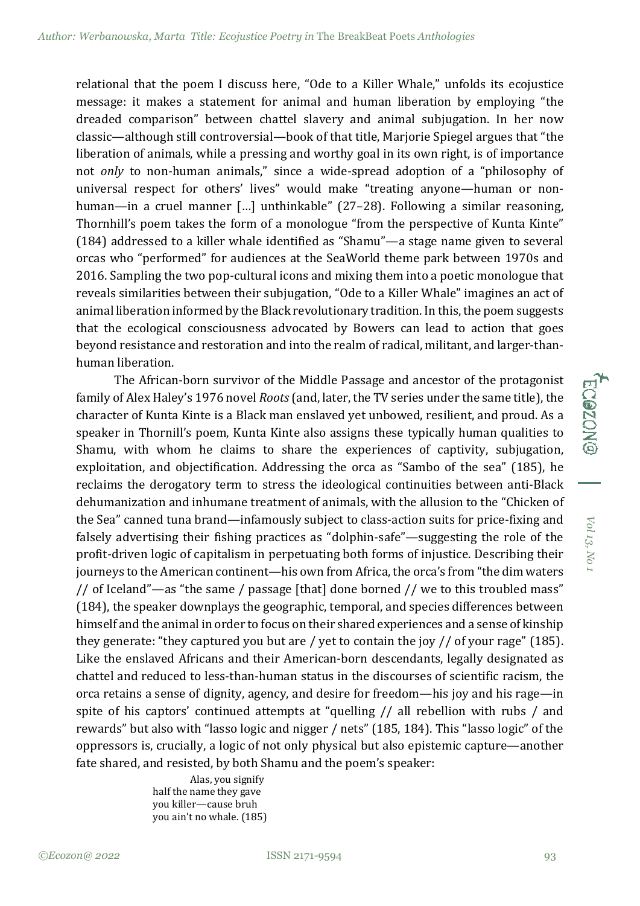relational that the poem I discuss here, "Ode to a Killer Whale," unfolds its ecojustice message: it makes a statement for animal and human liberation by employing "the dreaded comparison" between chattel slavery and animal subjugation. In her now classic—although still controversial—book of that title, Marjorie Spiegel argues that "the liberation of animals, while a pressing and worthy goal in its own right, is of importance not *only* to non-human animals," since a wide-spread adoption of a "philosophy of universal respect for others' lives" would make "treating anyone—human or non-human—in a cruel manner […] unthinkable" (27–28). Following a similar reasoning, Thornhill's poem takes the form of a monologue "from the perspective of Kunta Kinte" (184) addressed to a killer whale identified as "Shamu"—a stage name given to several orcas who "performed" for audiences at the SeaWorld theme park between 1970s and 2016. Sampling the two pop-cultural icons and mixing them into a poetic monologue that reveals similarities between their subjugation, "Ode to a Killer Whale" imagines an act of animal liberation informed by the Black revolutionary tradition. In this, the poem suggests that the ecological consciousness advocated by Bowers can lead to action that goes beyond resistance and restoration and into the realm of radical, militant, and larger-than-human liberation.

The African-born survivor of the Middle Passage and ancestor of the protagonist family of Alex Haley's 1976 novel *Roots* (and, later, the TV series under the same title), the character of Kunta Kinte is a Black man enslaved yet unbowed, resilient, and proud. As a speaker in Thornill's poem, Kunta Kinte also assigns these typically human qualities to Shamu, with whom he claims to share the experiences of captivity, subjugation, exploitation, and objectification. Addressing the orca as "Sambo of the sea" (185), he reclaims the derogatory term to stress the ideological continuities between anti-Black dehumanization and inhumane treatment of animals, with the allusion to the "Chicken of the Sea" canned tuna brand—infamously subject to class-action suits for price-fixing and falsely advertising their fishing practices as "dolphin-safe"—suggesting the role of the profit-driven logic of capitalism in perpetuating both forms of injustice. Describing their journeys to the American continent—his own from Africa, the orca's from "the dim waters // of Iceland"—as "the same / passage [that] done borned // we to this troubled mass" (184), the speaker downplays the geographic, temporal, and species differences between himself and the animal in order to focus on their shared experiences and a sense of kinship they generate: "they captured you but are / yet to contain the joy // of your rage" (185). Like the enslaved Africans and their American-born descendants, legally designated as chattel and reduced to less-than-human status in the discourses of scientific racism, the orca retains a sense of dignity, agency, and desire for freedom—his joy and his rage—in spite of his captors' continued attempts at "quelling // all rebellion with rubs / and rewards" but also with "lasso logic and nigger / nets" (185, 184). This "lasso logic" of the oppressors is, crucially, a logic of not only physical but also epistemic capture—another fate shared, and resisted, by both Shamu and the poem's speaker:

> Alas, you signify
> half the name they gave
> you killer—cause bruh
> you ain't no whale. (185)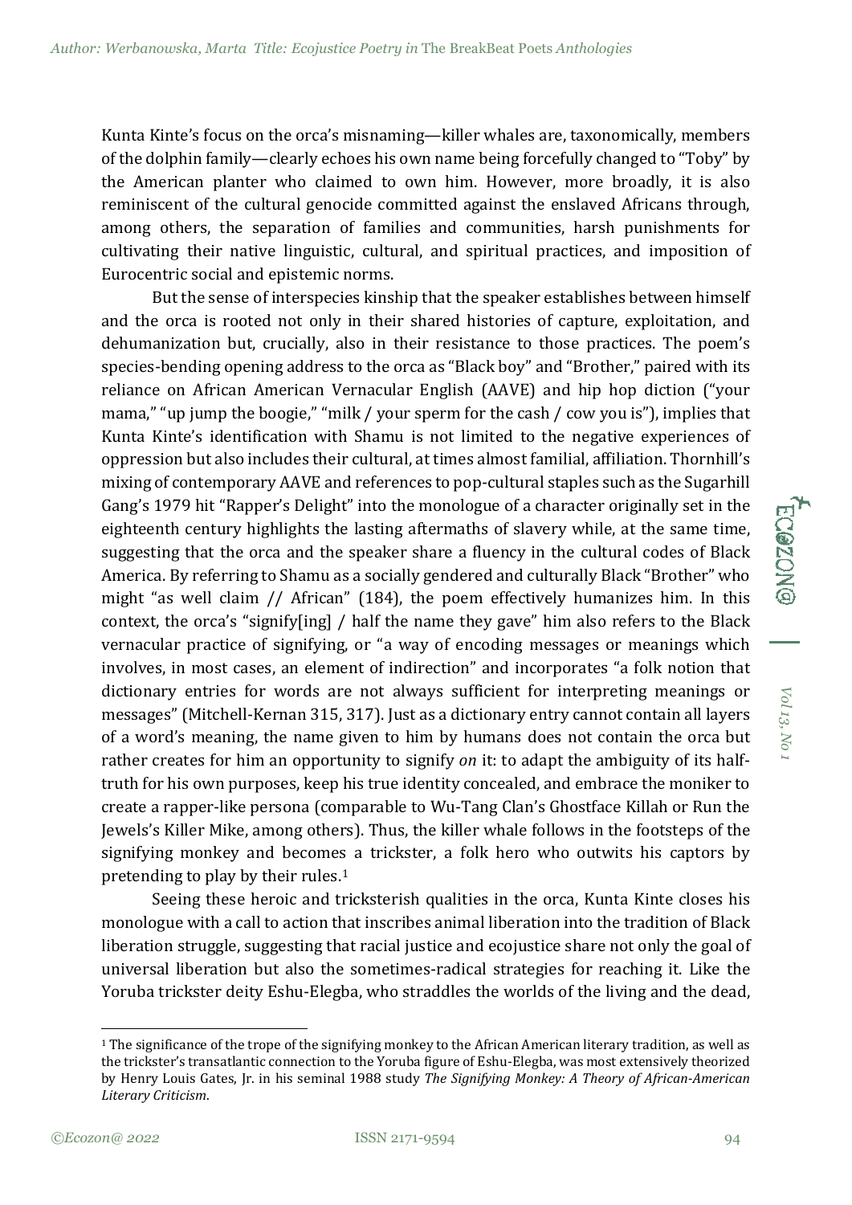Kunta Kinte's focus on the orca's misnaming—killer whales are, taxonomically, members of the dolphin family—clearly echoes his own name being forcefully changed to "Toby" by the American planter who claimed to own him. However, more broadly, it is also reminiscent of the cultural genocide committed against the enslaved Africans through, among others, the separation of families and communities, harsh punishments for cultivating their native linguistic, cultural, and spiritual practices, and imposition of Eurocentric social and epistemic norms.

But the sense of interspecies kinship that the speaker establishes between himself and the orca is rooted not only in their shared histories of capture, exploitation, and dehumanization but, crucially, also in their resistance to those practices. The poem's species-bending opening address to the orca as "Black boy" and "Brother," paired with its reliance on African American Vernacular English (AAVE) and hip hop diction ("your mama," "up jump the boogie," "milk / your sperm for the cash / cow you is"), implies that Kunta Kinte's identification with Shamu is not limited to the negative experiences of oppression but also includes their cultural, at times almost familial, affiliation. Thornhill's mixing of contemporary AAVE and references to pop-cultural staples such as the Sugarhill Gang's 1979 hit "Rapper's Delight" into the monologue of a character originally set in the eighteenth century highlights the lasting aftermaths of slavery while, at the same time, suggesting that the orca and the speaker share a fluency in the cultural codes of Black America. By referring to Shamu as a socially gendered and culturally Black "Brother" who might "as well claim // African" (184), the poem effectively humanizes him. In this context, the orca's "signify[ing] / half the name they gave" him also refers to the Black vernacular practice of signifying, or "a way of encoding messages or meanings which involves, in most cases, an element of indirection" and incorporates "a folk notion that dictionary entries for words are not always sufficient for interpreting meanings or messages" (Mitchell-Kernan 315, 317). Just as a dictionary entry cannot contain all layers of a word's meaning, the name given to him by humans does not contain the orca but rather creates for him an opportunity to signify *on* it: to adapt the ambiguity of its half-truth for his own purposes, keep his true identity concealed, and embrace the moniker to create a rapper-like persona (comparable to Wu-Tang Clan's Ghostface Killah or Run the Jewels's Killer Mike, among others). Thus, the killer whale follows in the footsteps of the signifying monkey and becomes a trickster, a folk hero who outwits his captors by pretending to play by their rules.[1]

Seeing these heroic and trickster­ish qualities in the orca, Kunta Kinte closes his monologue with a call to action that inscribes animal liberation into the tradition of Black liberation struggle, suggesting that racial justice and ecojustice share not only the goal of universal liberation but also the sometimes-radical strategies for reaching it. Like the Yoruba trickster deity Eshu-Elegba, who straddles the worlds of the living and the dead,

---

[1] The significance of the trope of the signifying monkey to the African American literary tradition, as well as the trickster's transatlantic connection to the Yoruba figure of Eshu-Elegba, was most extensively theorized by Henry Louis Gates, Jr. in his seminal 1988 study *The Signifying Monkey: A Theory of African-American Literary Criticism*.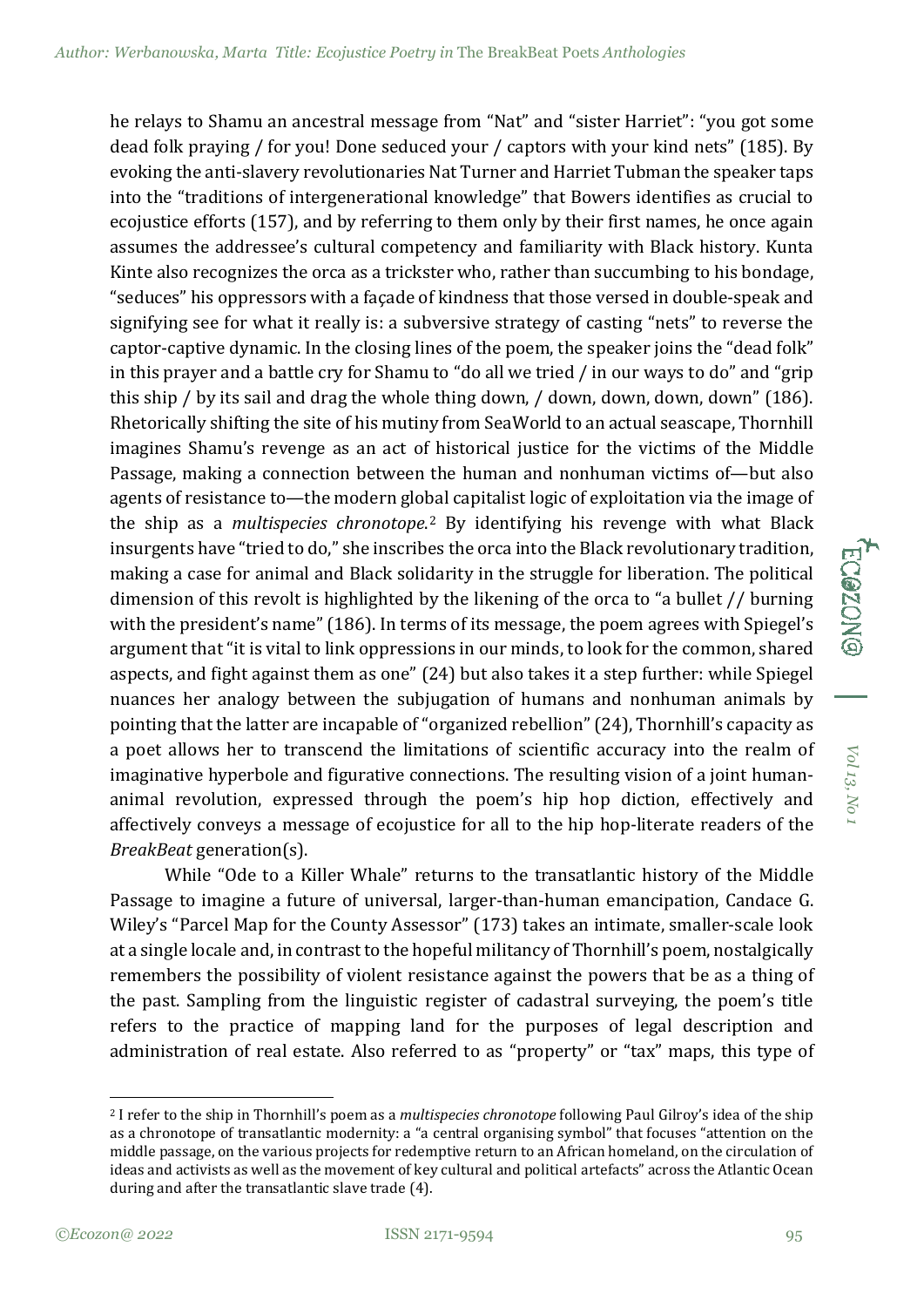he relays to Shamu an ancestral message from "Nat" and "sister Harriet": "you got some dead folk praying / for you! Done seduced your / captors with your kind nets" (185). By evoking the anti-slavery revolutionaries Nat Turner and Harriet Tubman the speaker taps into the "traditions of intergenerational knowledge" that Bowers identifies as crucial to ecojustice efforts (157), and by referring to them only by their first names, he once again assumes the addressee's cultural competency and familiarity with Black history. Kunta Kinte also recognizes the orca as a trickster who, rather than succumbing to his bondage, "seduces" his oppressors with a façade of kindness that those versed in double-speak and signifying see for what it really is: a subversive strategy of casting "nets" to reverse the captor-captive dynamic. In the closing lines of the poem, the speaker joins the "dead folk" in this prayer and a battle cry for Shamu to "do all we tried / in our ways to do" and "grip this ship / by its sail and drag the whole thing down, / down, down, down, down" (186). Rhetorically shifting the site of his mutiny from SeaWorld to an actual seascape, Thornhill imagines Shamu's revenge as an act of historical justice for the victims of the Middle Passage, making a connection between the human and nonhuman victims of—but also agents of resistance to—the modern global capitalist logic of exploitation via the image of the ship as a *multispecies chronotope*.[2] By identifying his revenge with what Black insurgents have "tried to do," she inscribes the orca into the Black revolutionary tradition, making a case for animal and Black solidarity in the struggle for liberation. The political dimension of this revolt is highlighted by the likening of the orca to "a bullet // burning with the president's name" (186). In terms of its message, the poem agrees with Spiegel's argument that "it is vital to link oppressions in our minds, to look for the common, shared aspects, and fight against them as one" (24) but also takes it a step further: while Spiegel nuances her analogy between the subjugation of humans and nonhuman animals by pointing that the latter are incapable of "organized rebellion" (24), Thornhill's capacity as a poet allows her to transcend the limitations of scientific accuracy into the realm of imaginative hyperbole and figurative connections. The resulting vision of a joint human-animal revolution, expressed through the poem's hip hop diction, effectively and affectively conveys a message of ecojustice for all to the hip hop-literate readers of the *BreakBeat* generation(s).

While "Ode to a Killer Whale" returns to the transatlantic history of the Middle Passage to imagine a future of universal, larger-than-human emancipation, Candace G. Wiley's "Parcel Map for the County Assessor" (173) takes an intimate, smaller-scale look at a single locale and, in contrast to the hopeful militancy of Thornhill's poem, nostalgically remembers the possibility of violent resistance against the powers that be as a thing of the past. Sampling from the linguistic register of cadastral surveying, the poem's title refers to the practice of mapping land for the purposes of legal description and administration of real estate. Also referred to as "property" or "tax" maps, this type of

---

[2] I refer to the ship in Thornhill's poem as a *multispecies chronotope* following Paul Gilroy's idea of the ship as a chronotope of transatlantic modernity: a "a central organising symbol" that focuses "attention on the middle passage, on the various projects for redemptive return to an African homeland, on the circulation of ideas and activists as well as the movement of key cultural and political artefacts" across the Atlantic Ocean during and after the transatlantic slave trade (4).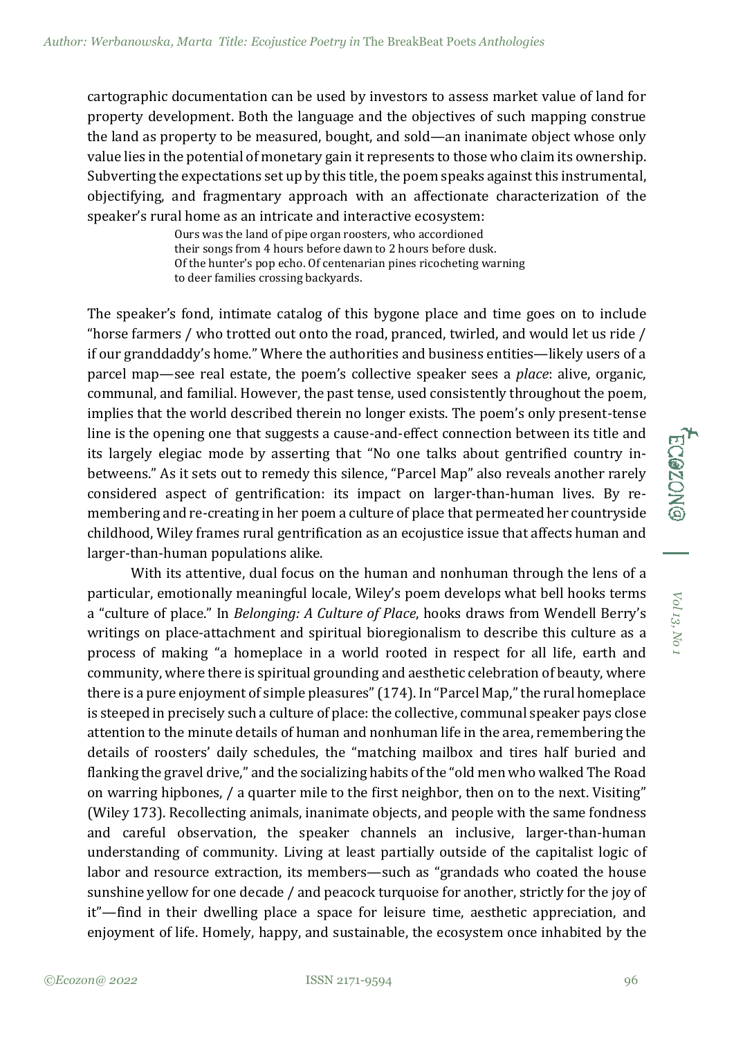cartographic documentation can be used by investors to assess market value of land for property development. Both the language and the objectives of such mapping construe the land as property to be measured, bought, and sold—an inanimate object whose only value lies in the potential of monetary gain it represents to those who claim its ownership. Subverting the expectations set up by this title, the poem speaks against this instrumental, objectifying, and fragmentary approach with an affectionate characterization of the speaker's rural home as an intricate and interactive ecosystem:

> Ours was the land of pipe organ roosters, who accordioned
> their songs from 4 hours before dawn to 2 hours before dusk.
> Of the hunter's pop echo. Of centenarian pines ricocheting warning
> to deer families crossing backyards.

The speaker's fond, intimate catalog of this bygone place and time goes on to include "horse farmers / who trotted out onto the road, pranced, twirled, and would let us ride / if our granddaddy's home." Where the authorities and business entities—likely users of a parcel map—see real estate, the poem's collective speaker sees a *place*: alive, organic, communal, and familial. However, the past tense, used consistently throughout the poem, implies that the world described therein no longer exists. The poem's only present-tense line is the opening one that suggests a cause-and-effect connection between its title and its largely elegiac mode by asserting that "No one talks about gentrified country in-betweens." As it sets out to remedy this silence, "Parcel Map" also reveals another rarely considered aspect of gentrification: its impact on larger-than-human lives. By re-membering and re-creating in her poem a culture of place that permeated her countryside childhood, Wiley frames rural gentrification as an ecojustice issue that affects human and larger-than-human populations alike.

With its attentive, dual focus on the human and nonhuman through the lens of a particular, emotionally meaningful locale, Wiley's poem develops what bell hooks terms a "culture of place." In *Belonging: A Culture of Place*, hooks draws from Wendell Berry's writings on place-attachment and spiritual bioregionalism to describe this culture as a process of making "a homeplace in a world rooted in respect for all life, earth and community, where there is spiritual grounding and aesthetic celebration of beauty, where there is a pure enjoyment of simple pleasures" (174). In "Parcel Map," the rural homeplace is steeped in precisely such a culture of place: the collective, communal speaker pays close attention to the minute details of human and nonhuman life in the area, remembering the details of roosters' daily schedules, the "matching mailbox and tires half buried and flanking the gravel drive," and the socializing habits of the "old men who walked The Road on warring hipbones, / a quarter mile to the first neighbor, then on to the next. Visiting" (Wiley 173). Recollecting animals, inanimate objects, and people with the same fondness and careful observation, the speaker channels an inclusive, larger-than-human understanding of community. Living at least partially outside of the capitalist logic of labor and resource extraction, its members—such as "grandads who coated the house sunshine yellow for one decade / and peacock turquoise for another, strictly for the joy of it"—find in their dwelling place a space for leisure time, aesthetic appreciation, and enjoyment of life. Homely, happy, and sustainable, the ecosystem once inhabited by the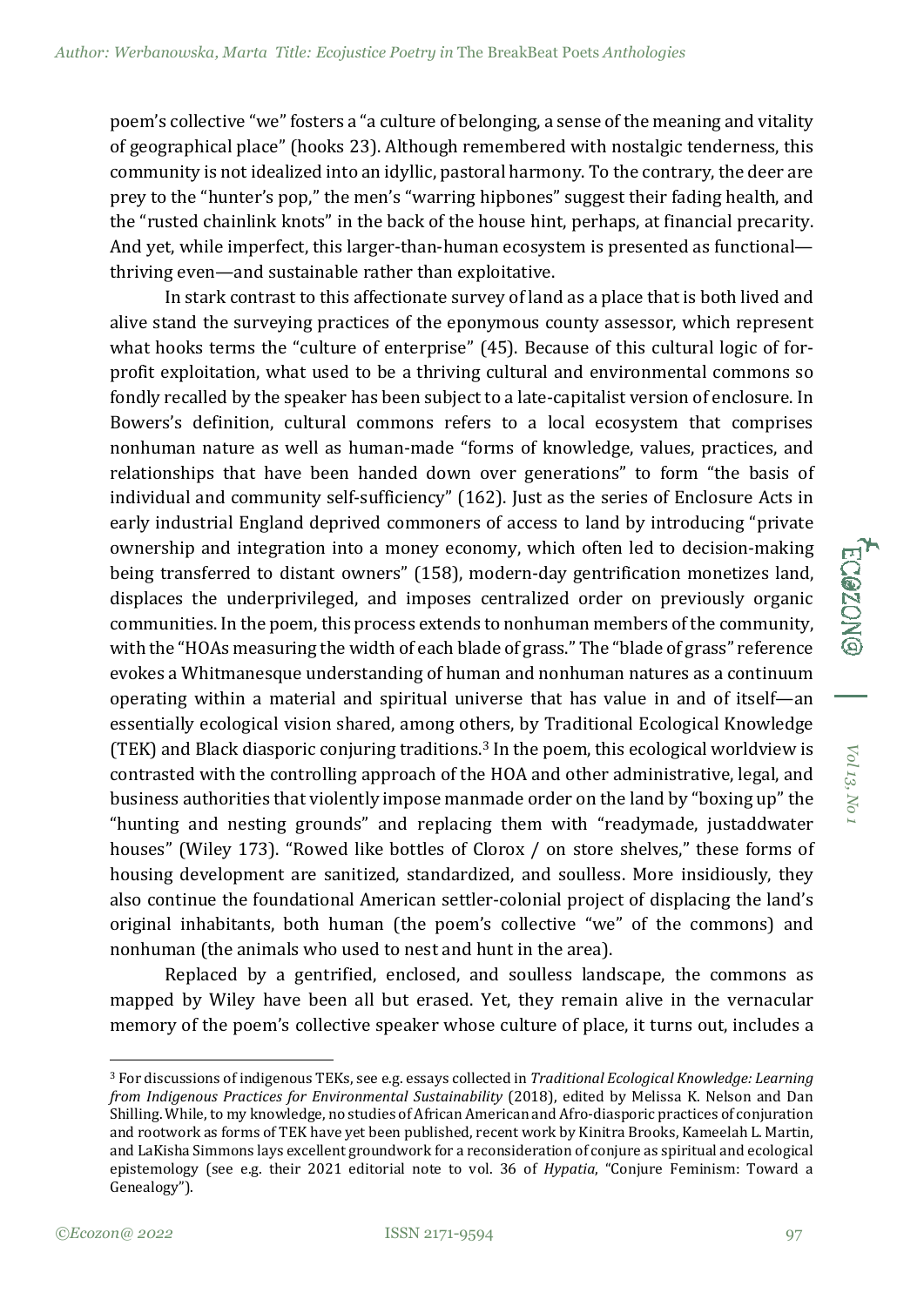poem's collective "we" fosters a "a culture of belonging, a sense of the meaning and vitality of geographical place" (hooks 23). Although remembered with nostalgic tenderness, this community is not idealized into an idyllic, pastoral harmony. To the contrary, the deer are prey to the "hunter's pop," the men's "warring hipbones" suggest their fading health, and the "rusted chainlink knots" in the back of the house hint, perhaps, at financial precarity. And yet, while imperfect, this larger-than-human ecosystem is presented as functional—thriving even—and sustainable rather than exploitative.

In stark contrast to this affectionate survey of land as a place that is both lived and alive stand the surveying practices of the eponymous county assessor, which represent what hooks terms the "culture of enterprise" (45). Because of this cultural logic of for-profit exploitation, what used to be a thriving cultural and environmental commons so fondly recalled by the speaker has been subject to a late-capitalist version of enclosure. In Bowers's definition, cultural commons refers to a local ecosystem that comprises nonhuman nature as well as human-made "forms of knowledge, values, practices, and relationships that have been handed down over generations" to form "the basis of individual and community self-sufficiency" (162). Just as the series of Enclosure Acts in early industrial England deprived commoners of access to land by introducing "private ownership and integration into a money economy, which often led to decision-making being transferred to distant owners" (158), modern-day gentrification monetizes land, displaces the underprivileged, and imposes centralized order on previously organic communities. In the poem, this process extends to nonhuman members of the community, with the "HOAs measuring the width of each blade of grass." The "blade of grass" reference evokes a Whitmanesque understanding of human and nonhuman natures as a continuum operating within a material and spiritual universe that has value in and of itself—an essentially ecological vision shared, among others, by Traditional Ecological Knowledge (TEK) and Black diasporic conjuring traditions.[3] In the poem, this ecological worldview is contrasted with the controlling approach of the HOA and other administrative, legal, and business authorities that violently impose manmade order on the land by "boxing up" the "hunting and nesting grounds" and replacing them with "readymade, justaddwater houses" (Wiley 173). "Rowed like bottles of Clorox / on store shelves," these forms of housing development are sanitized, standardized, and soulless. More insidiously, they also continue the foundational American settler-colonial project of displacing the land's original inhabitants, both human (the poem's collective "we" of the commons) and nonhuman (the animals who used to nest and hunt in the area).

Replaced by a gentrified, enclosed, and soulless landscape, the commons as mapped by Wiley have been all but erased. Yet, they remain alive in the vernacular memory of the poem's collective speaker whose culture of place, it turns out, includes a

---

[3] For discussions of indigenous TEKs, see e.g. essays collected in *Traditional Ecological Knowledge: Learning from Indigenous Practices for Environmental Sustainability* (2018), edited by Melissa K. Nelson and Dan Shilling. While, to my knowledge, no studies of African American and Afro-diasporic practices of conjuration and rootwork as forms of TEK have yet been published, recent work by Kinitra Brooks, Kameelah L. Martin, and LaKisha Simmons lays excellent groundwork for a reconsideration of conjure as spiritual and ecological epistemology (see e.g. their 2021 editorial note to vol. 36 of *Hypatia*, "Conjure Feminism: Toward a Genealogy").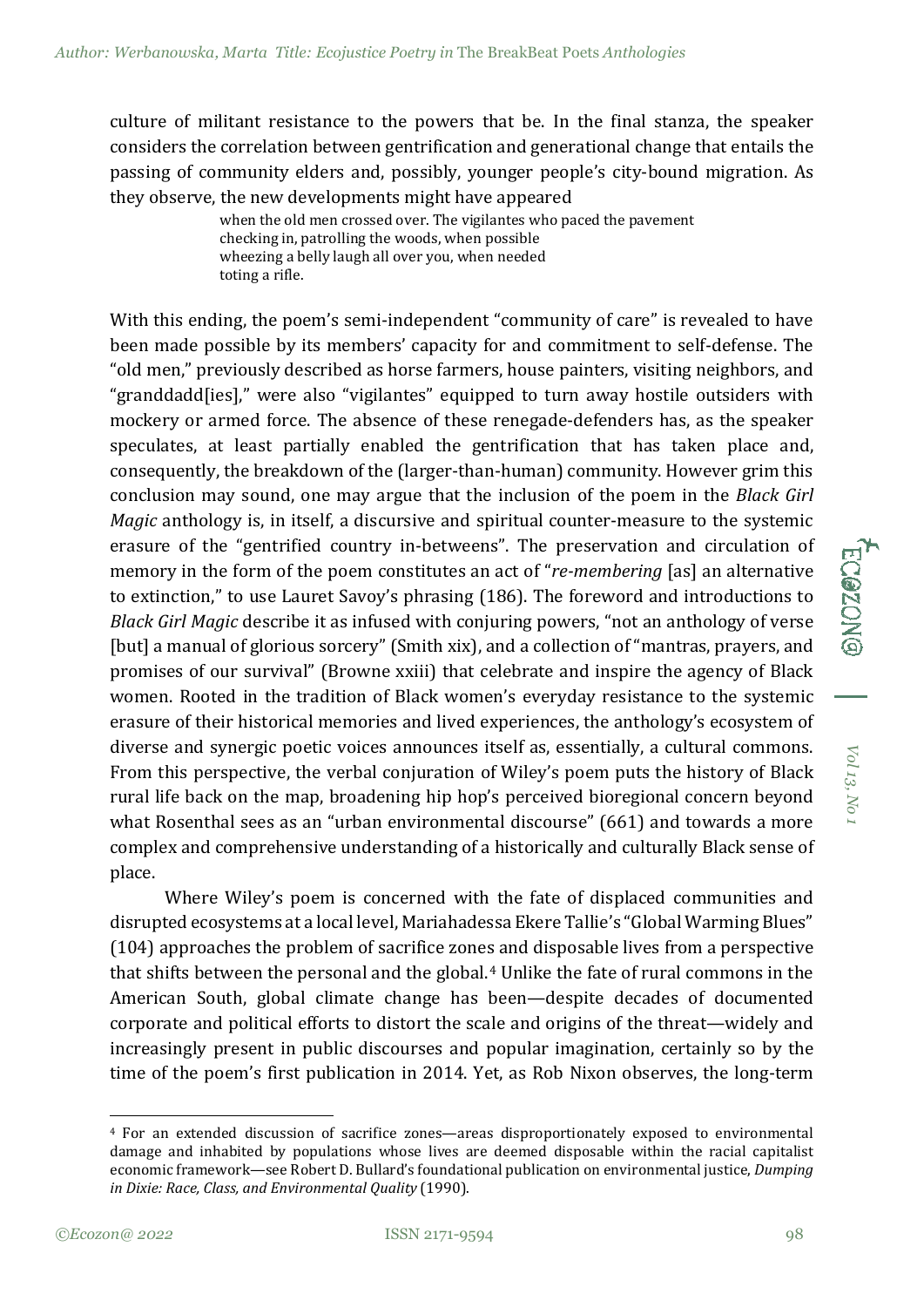culture of militant resistance to the powers that be. In the final stanza, the speaker considers the correlation between gentrification and generational change that entails the passing of community elders and, possibly, younger people's city-bound migration. As they observe, the new developments might have appeared

> when the old men crossed over. The vigilantes who paced the pavement
> checking in, patrolling the woods, when possible
> wheezing a belly laugh all over you, when needed
> toting a rifle.

With this ending, the poem's semi-independent "community of care" is revealed to have been made possible by its members' capacity for and commitment to self-defense. The "old men," previously described as horse farmers, house painters, visiting neighbors, and "granddadd[ies]," were also "vigilantes" equipped to turn away hostile outsiders with mockery or armed force. The absence of these renegade-defenders has, as the speaker speculates, at least partially enabled the gentrification that has taken place and, consequently, the breakdown of the (larger-than-human) community. However grim this conclusion may sound, one may argue that the inclusion of the poem in the *Black Girl Magic* anthology is, in itself, a discursive and spiritual counter-measure to the systemic erasure of the "gentrified country in-betweens". The preservation and circulation of memory in the form of the poem constitutes an act of "*re-membering* [as] an alternative to extinction," to use Lauret Savoy's phrasing (186). The foreword and introductions to *Black Girl Magic* describe it as infused with conjuring powers, "not an anthology of verse [but] a manual of glorious sorcery" (Smith xix), and a collection of "mantras, prayers, and promises of our survival" (Browne xxiii) that celebrate and inspire the agency of Black women. Rooted in the tradition of Black women's everyday resistance to the systemic erasure of their historical memories and lived experiences, the anthology's ecosystem of diverse and synergic poetic voices announces itself as, essentially, a cultural commons. From this perspective, the verbal conjuration of Wiley's poem puts the history of Black rural life back on the map, broadening hip hop's perceived bioregional concern beyond what Rosenthal sees as an "urban environmental discourse" (661) and towards a more complex and comprehensive understanding of a historically and culturally Black sense of place.

Where Wiley's poem is concerned with the fate of displaced communities and disrupted ecosystems at a local level, Mariahadessa Ekere Tallie's "Global Warming Blues" (104) approaches the problem of sacrifice zones and disposable lives from a perspective that shifts between the personal and the global.[4] Unlike the fate of rural commons in the American South, global climate change has been—despite decades of documented corporate and political efforts to distort the scale and origins of the threat—widely and increasingly present in public discourses and popular imagination, certainly so by the time of the poem's first publication in 2014. Yet, as Rob Nixon observes, the long-term

---

[4] For an extended discussion of sacrifice zones—areas disproportionately exposed to environmental damage and inhabited by populations whose lives are deemed disposable within the racial capitalist economic framework—see Robert D. Bullard's foundational publication on environmental justice, *Dumping in Dixie: Race, Class, and Environmental Quality* (1990).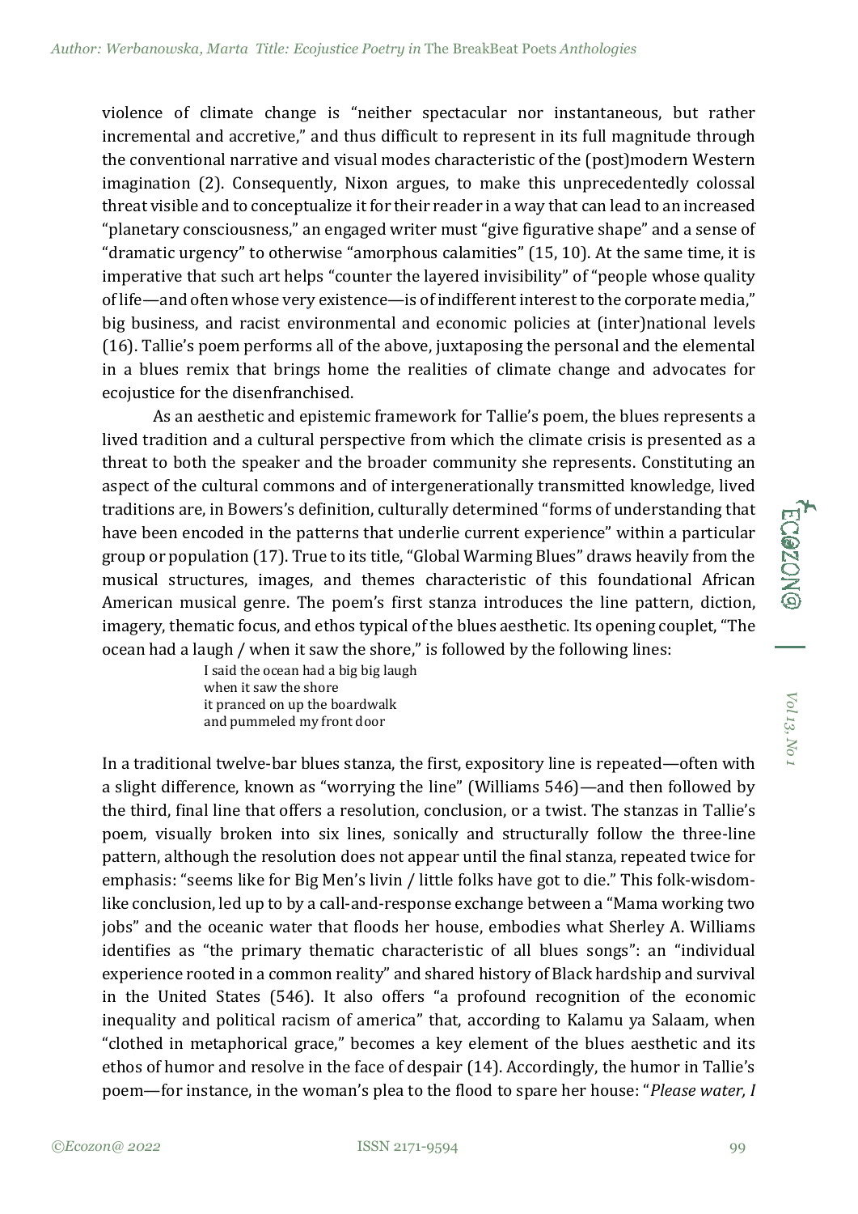violence of climate change is "neither spectacular nor instantaneous, but rather incremental and accretive," and thus difficult to represent in its full magnitude through the conventional narrative and visual modes characteristic of the (post)modern Western imagination (2). Consequently, Nixon argues, to make this unprecedentedly colossal threat visible and to conceptualize it for their reader in a way that can lead to an increased "planetary consciousness," an engaged writer must "give figurative shape" and a sense of "dramatic urgency" to otherwise "amorphous calamities" (15, 10). At the same time, it is imperative that such art helps "counter the layered invisibility" of "people whose quality of life—and often whose very existence—is of indifferent interest to the corporate media," big business, and racist environmental and economic policies at (inter)national levels (16). Tallie's poem performs all of the above, juxtaposing the personal and the elemental in a blues remix that brings home the realities of climate change and advocates for ecojustice for the disenfranchised.

As an aesthetic and epistemic framework for Tallie's poem, the blues represents a lived tradition and a cultural perspective from which the climate crisis is presented as a threat to both the speaker and the broader community she represents. Constituting an aspect of the cultural commons and of intergenerationally transmitted knowledge, lived traditions are, in Bowers's definition, culturally determined "forms of understanding that have been encoded in the patterns that underlie current experience" within a particular group or population (17). True to its title, "Global Warming Blues" draws heavily from the musical structures, images, and themes characteristic of this foundational African American musical genre. The poem's first stanza introduces the line pattern, diction, imagery, thematic focus, and ethos typical of the blues aesthetic. Its opening couplet, "The ocean had a laugh / when it saw the shore," is followed by the following lines:

> I said the ocean had a big big laugh
> when it saw the shore
> it pranced on up the boardwalk
> and pummeled my front door

In a traditional twelve-bar blues stanza, the first, expository line is repeated—often with a slight difference, known as "worrying the line" (Williams 546)—and then followed by the third, final line that offers a resolution, conclusion, or a twist. The stanzas in Tallie's poem, visually broken into six lines, sonically and structurally follow the three-line pattern, although the resolution does not appear until the final stanza, repeated twice for emphasis: "seems like for Big Men's livin / little folks have got to die." This folk-wisdom-like conclusion, led up to by a call-and-response exchange between a "Mama working two jobs" and the oceanic water that floods her house, embodies what Sherley A. Williams identifies as "the primary thematic characteristic of all blues songs": an "individual experience rooted in a common reality" and shared history of Black hardship and survival in the United States (546). It also offers "a profound recognition of the economic inequality and political racism of america" that, according to Kalamu ya Salaam, when "clothed in metaphorical grace," becomes a key element of the blues aesthetic and its ethos of humor and resolve in the face of despair (14). Accordingly, the humor in Tallie's poem—for instance, in the woman's plea to the flood to spare her house: "*Please water, I*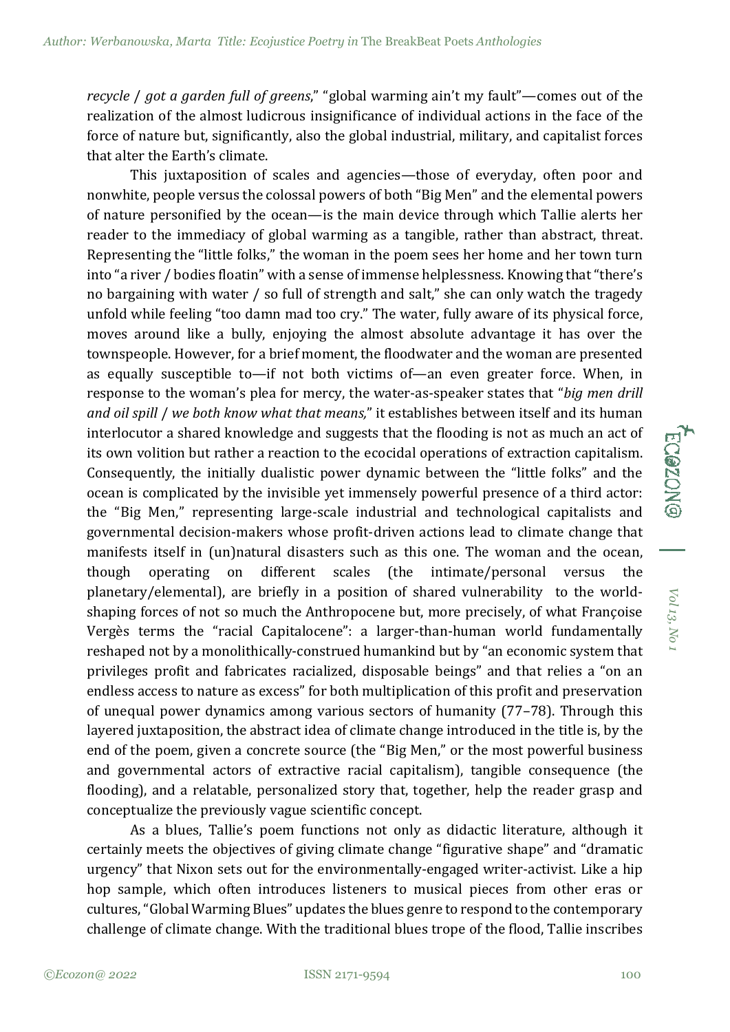*recycle* / *got a garden full of greens*," "global warming ain't my fault"—comes out of the realization of the almost ludicrous insignificance of individual actions in the face of the force of nature but, significantly, also the global industrial, military, and capitalist forces that alter the Earth's climate.

This juxtaposition of scales and agencies—those of everyday, often poor and nonwhite, people versus the colossal powers of both "Big Men" and the elemental powers of nature personified by the ocean—is the main device through which Tallie alerts her reader to the immediacy of global warming as a tangible, rather than abstract, threat. Representing the "little folks," the woman in the poem sees her home and her town turn into "a river / bodies floatin" with a sense of immense helplessness. Knowing that "there's no bargaining with water / so full of strength and salt," she can only watch the tragedy unfold while feeling "too damn mad too cry." The water, fully aware of its physical force, moves around like a bully, enjoying the almost absolute advantage it has over the townspeople. However, for a brief moment, the floodwater and the woman are presented as equally susceptible to—if not both victims of—an even greater force. When, in response to the woman's plea for mercy, the water-as-speaker states that "*big men drill and oil spill* / *we both know what that means,*" it establishes between itself and its human interlocutor a shared knowledge and suggests that the flooding is not as much an act of its own volition but rather a reaction to the ecocidal operations of extraction capitalism. Consequently, the initially dualistic power dynamic between the "little folks" and the ocean is complicated by the invisible yet immensely powerful presence of a third actor: the "Big Men," representing large-scale industrial and technological capitalists and governmental decision-makers whose profit-driven actions lead to climate change that manifests itself in (un)natural disasters such as this one. The woman and the ocean, though operating on different scales (the intimate/personal versus the planetary/elemental), are briefly in a position of shared vulnerability to the world-shaping forces of not so much the Anthropocene but, more precisely, of what Françoise Vergès terms the "racial Capitalocene": a larger-than-human world fundamentally reshaped not by a monolithically-construed humankind but by "an economic system that privileges profit and fabricates racialized, disposable beings" and that relies a "on an endless access to nature as excess" for both multiplication of this profit and preservation of unequal power dynamics among various sectors of humanity (77–78). Through this layered juxtaposition, the abstract idea of climate change introduced in the title is, by the end of the poem, given a concrete source (the "Big Men," or the most powerful business and governmental actors of extractive racial capitalism), tangible consequence (the flooding), and a relatable, personalized story that, together, help the reader grasp and conceptualize the previously vague scientific concept.

As a blues, Tallie's poem functions not only as didactic literature, although it certainly meets the objectives of giving climate change "figurative shape" and "dramatic urgency" that Nixon sets out for the environmentally-engaged writer-activist. Like a hip hop sample, which often introduces listeners to musical pieces from other eras or cultures, "Global Warming Blues" updates the blues genre to respond to the contemporary challenge of climate change. With the traditional blues trope of the flood, Tallie inscribes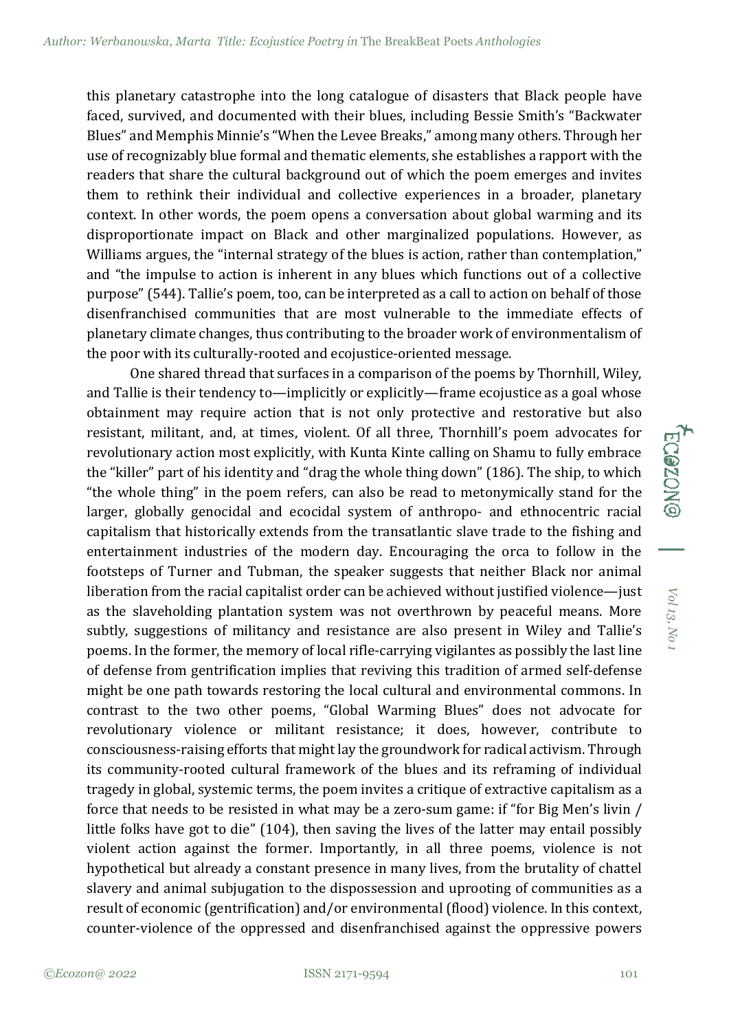this planetary catastrophe into the long catalogue of disasters that Black people have faced, survived, and documented with their blues, including Bessie Smith's "Backwater Blues" and Memphis Minnie's "When the Levee Breaks," among many others. Through her use of recognizably blue formal and thematic elements, she establishes a rapport with the readers that share the cultural background out of which the poem emerges and invites them to rethink their individual and collective experiences in a broader, planetary context. In other words, the poem opens a conversation about global warming and its disproportionate impact on Black and other marginalized populations. However, as Williams argues, the "internal strategy of the blues is action, rather than contemplation," and "the impulse to action is inherent in any blues which functions out of a collective purpose" (544). Tallie's poem, too, can be interpreted as a call to action on behalf of those disenfranchised communities that are most vulnerable to the immediate effects of planetary climate changes, thus contributing to the broader work of environmentalism of the poor with its culturally-rooted and ecojustice-oriented message.

One shared thread that surfaces in a comparison of the poems by Thornhill, Wiley, and Tallie is their tendency to—implicitly or explicitly—frame ecojustice as a goal whose obtainment may require action that is not only protective and restorative but also resistant, militant, and, at times, violent. Of all three, Thornhill's poem advocates for revolutionary action most explicitly, with Kunta Kinte calling on Shamu to fully embrace the "killer" part of his identity and "drag the whole thing down" (186). The ship, to which "the whole thing" in the poem refers, can also be read to metonymically stand for the larger, globally genocidal and ecocidal system of anthropo- and ethnocentric racial capitalism that historically extends from the transatlantic slave trade to the fishing and entertainment industries of the modern day. Encouraging the orca to follow in the footsteps of Turner and Tubman, the speaker suggests that neither Black nor animal liberation from the racial capitalist order can be achieved without justified violence—just as the slaveholding plantation system was not overthrown by peaceful means. More subtly, suggestions of militancy and resistance are also present in Wiley and Tallie's poems. In the former, the memory of local rifle-carrying vigilantes as possibly the last line of defense from gentrification implies that reviving this tradition of armed self-defense might be one path towards restoring the local cultural and environmental commons. In contrast to the two other poems, "Global Warming Blues" does not advocate for revolutionary violence or militant resistance; it does, however, contribute to consciousness-raising efforts that might lay the groundwork for radical activism. Through its community-rooted cultural framework of the blues and its reframing of individual tragedy in global, systemic terms, the poem invites a critique of extractive capitalism as a force that needs to be resisted in what may be a zero-sum game: if "for Big Men's livin / little folks have got to die" (104), then saving the lives of the latter may entail possibly violent action against the former. Importantly, in all three poems, violence is not hypothetical but already a constant presence in many lives, from the brutality of chattel slavery and animal subjugation to the dispossession and uprooting of communities as a result of economic (gentrification) and/or environmental (flood) violence. In this context, counter-violence of the oppressed and disenfranchised against the oppressive powers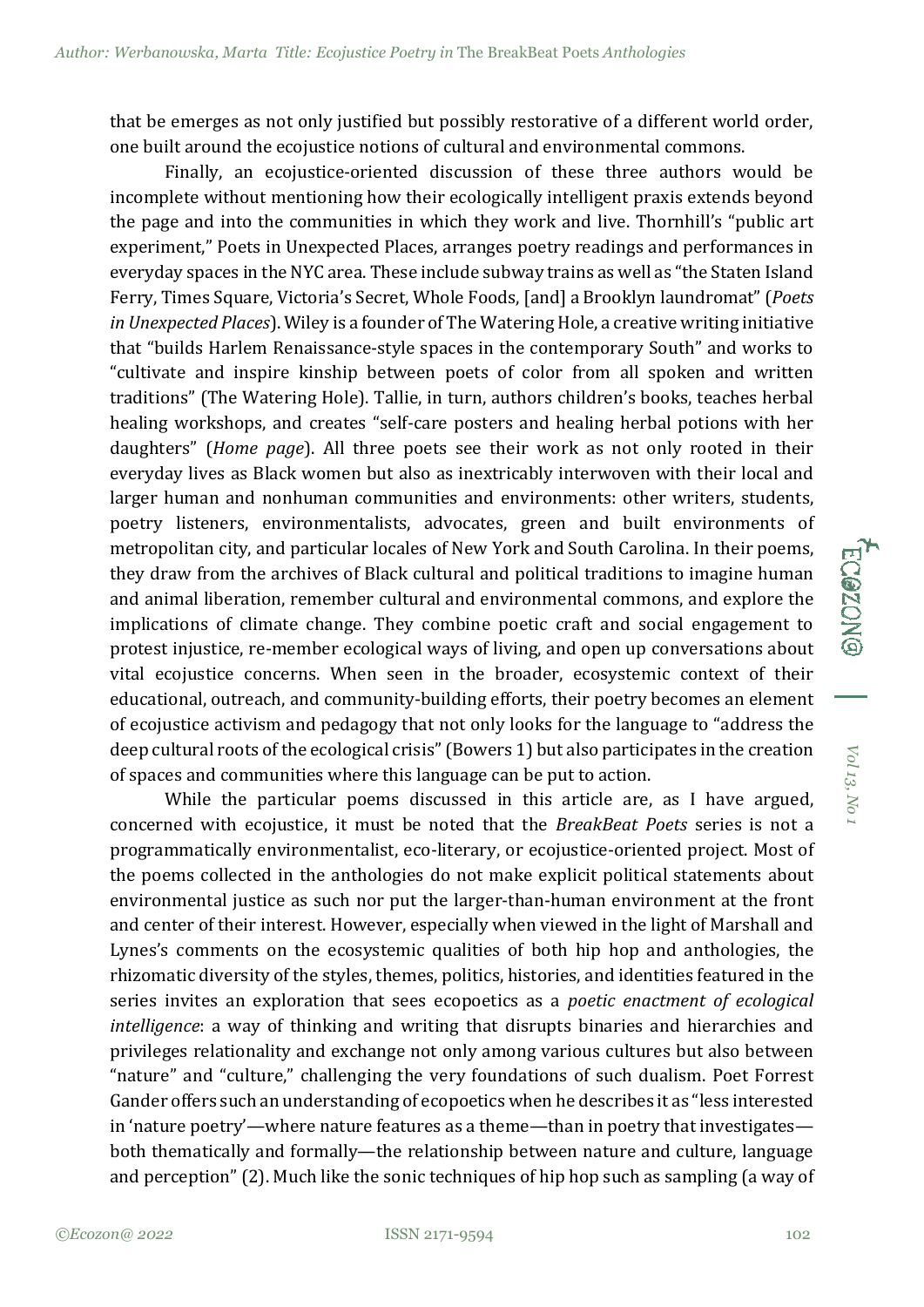that be emerges as not only justified but possibly restorative of a different world order, one built around the ecojustice notions of cultural and environmental commons.

Finally, an ecojustice-oriented discussion of these three authors would be incomplete without mentioning how their ecologically intelligent praxis extends beyond the page and into the communities in which they work and live. Thornhill's "public art experiment," Poets in Unexpected Places, arranges poetry readings and performances in everyday spaces in the NYC area. These include subway trains as well as "the Staten Island Ferry, Times Square, Victoria's Secret, Whole Foods, [and] a Brooklyn laundromat" (*Poets in Unexpected Places*). Wiley is a founder of The Watering Hole, a creative writing initiative that "builds Harlem Renaissance-style spaces in the contemporary South" and works to "cultivate and inspire kinship between poets of color from all spoken and written traditions" (The Watering Hole). Tallie, in turn, authors children's books, teaches herbal healing workshops, and creates "self-care posters and healing herbal potions with her daughters" (*Home page*). All three poets see their work as not only rooted in their everyday lives as Black women but also as inextricably interwoven with their local and larger human and nonhuman communities and environments: other writers, students, poetry listeners, environmentalists, advocates, green and built environments of metropolitan city, and particular locales of New York and South Carolina. In their poems, they draw from the archives of Black cultural and political traditions to imagine human and animal liberation, remember cultural and environmental commons, and explore the implications of climate change. They combine poetic craft and social engagement to protest injustice, re-member ecological ways of living, and open up conversations about vital ecojustice concerns. When seen in the broader, ecosystemic context of their educational, outreach, and community-building efforts, their poetry becomes an element of ecojustice activism and pedagogy that not only looks for the language to "address the deep cultural roots of the ecological crisis" (Bowers 1) but also participates in the creation of spaces and communities where this language can be put to action.

While the particular poems discussed in this article are, as I have argued, concerned with ecojustice, it must be noted that the *BreakBeat Poets* series is not a programmatically environmentalist, eco-literary, or ecojustice-oriented project. Most of the poems collected in the anthologies do not make explicit political statements about environmental justice as such nor put the larger-than-human environment at the front and center of their interest. However, especially when viewed in the light of Marshall and Lynes's comments on the ecosystemic qualities of both hip hop and anthologies, the rhizomatic diversity of the styles, themes, politics, histories, and identities featured in the series invites an exploration that sees ecopoetics as a *poetic enactment of ecological intelligence*: a way of thinking and writing that disrupts binaries and hierarchies and privileges relationality and exchange not only among various cultures but also between "nature" and "culture," challenging the very foundations of such dualism. Poet Forrest Gander offers such an understanding of ecopoetics when he describes it as "less interested in 'nature poetry'—where nature features as a theme—than in poetry that investigates—both thematically and formally—the relationship between nature and culture, language and perception" (2). Much like the sonic techniques of hip hop such as sampling (a way of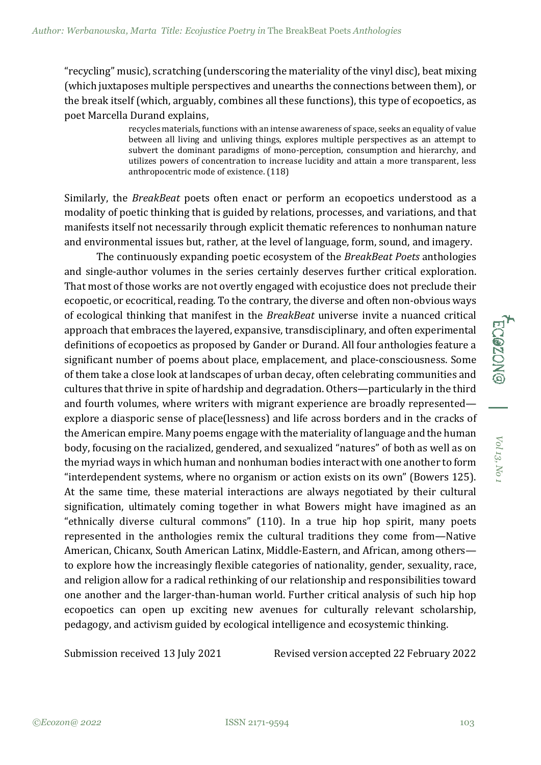"recycling" music), scratching (underscoring the materiality of the vinyl disc), beat mixing (which juxtaposes multiple perspectives and unearths the connections between them), or the break itself (which, arguably, combines all these functions), this type of ecopoetics, as poet Marcella Durand explains,

> recycles materials, functions with an intense awareness of space, seeks an equality of value between all living and unliving things, explores multiple perspectives as an attempt to subvert the dominant paradigms of mono-perception, consumption and hierarchy, and utilizes powers of concentration to increase lucidity and attain a more transparent, less anthropocentric mode of existence. (118)

Similarly, the *BreakBeat* poets often enact or perform an ecopoetics understood as a modality of poetic thinking that is guided by relations, processes, and variations, and that manifests itself not necessarily through explicit thematic references to nonhuman nature and environmental issues but, rather, at the level of language, form, sound, and imagery.

The continuously expanding poetic ecosystem of the *BreakBeat Poets* anthologies and single-author volumes in the series certainly deserves further critical exploration. That most of those works are not overtly engaged with ecojustice does not preclude their ecopoetic, or ecocritical, reading. To the contrary, the diverse and often non-obvious ways of ecological thinking that manifest in the *BreakBeat* universe invite a nuanced critical approach that embraces the layered, expansive, transdisciplinary, and often experimental definitions of ecopoetics as proposed by Gander or Durand. All four anthologies feature a significant number of poems about place, emplacement, and place-consciousness. Some of them take a close look at landscapes of urban decay, often celebrating communities and cultures that thrive in spite of hardship and degradation. Others—particularly in the third and fourth volumes, where writers with migrant experience are broadly represented—explore a diasporic sense of place(lessness) and life across borders and in the cracks of the American empire. Many poems engage with the materiality of language and the human body, focusing on the racialized, gendered, and sexualized "natures" of both as well as on the myriad ways in which human and nonhuman bodies interact with one another to form "interdependent systems, where no organism or action exists on its own" (Bowers 125). At the same time, these material interactions are always negotiated by their cultural signification, ultimately coming together in what Bowers might have imagined as an "ethnically diverse cultural commons" (110). In a true hip hop spirit, many poets represented in the anthologies remix the cultural traditions they come from—Native American, Chicanx, South American Latinx, Middle-Eastern, and African, among others—to explore how the increasingly flexible categories of nationality, gender, sexuality, race, and religion allow for a radical rethinking of our relationship and responsibilities toward one another and the larger-than-human world. Further critical analysis of such hip hop ecopoetics can open up exciting new avenues for culturally relevant scholarship, pedagogy, and activism guided by ecological intelligence and ecosystemic thinking.

Submission received 13 July 2021 Revised version accepted 22 February 2022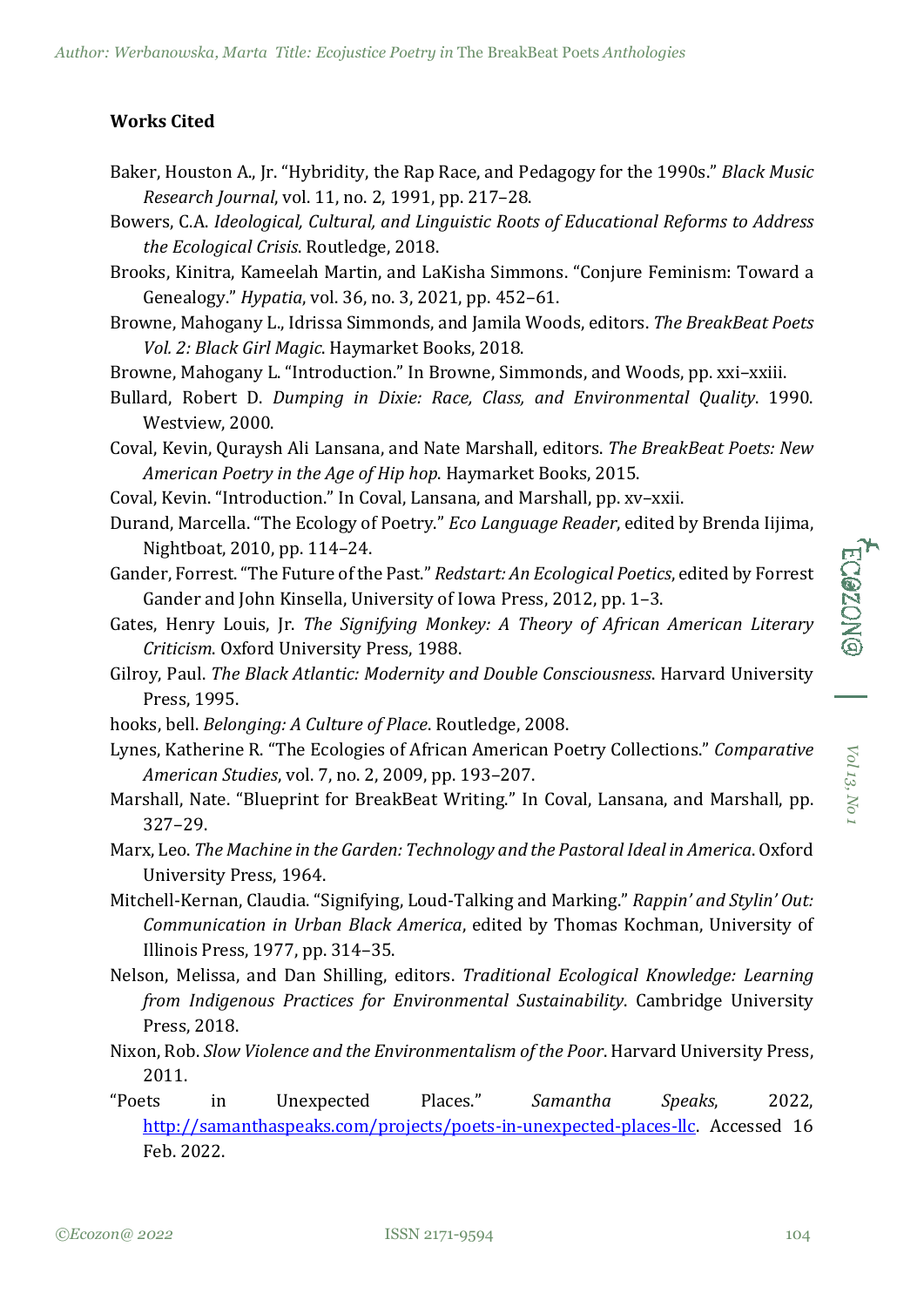## Works Cited

Baker, Houston A., Jr. "Hybridity, the Rap Race, and Pedagogy for the 1990s." *Black Music Research Journal*, vol. 11, no. 2, 1991, pp. 217–28.

Bowers, C.A. *Ideological, Cultural, and Linguistic Roots of Educational Reforms to Address the Ecological Crisis*. Routledge, 2018.

Brooks, Kinitra, Kameelah Martin, and LaKisha Simmons. "Conjure Feminism: Toward a Genealogy." *Hypatia*, vol. 36, no. 3, 2021, pp. 452–61.

Browne, Mahogany L., Idrissa Simmonds, and Jamila Woods, editors. *The BreakBeat Poets Vol. 2: Black Girl Magic*. Haymarket Books, 2018.

Browne, Mahogany L. "Introduction." In Browne, Simmonds, and Woods, pp. xxi–xxiii.

Bullard, Robert D. *Dumping in Dixie: Race, Class, and Environmental Quality*. 1990. Westview, 2000.

Coval, Kevin, Quraysh Ali Lansana, and Nate Marshall, editors. *The BreakBeat Poets: New American Poetry in the Age of Hip hop*. Haymarket Books, 2015.

Coval, Kevin. "Introduction." In Coval, Lansana, and Marshall, pp. xv–xxii.

Durand, Marcella. "The Ecology of Poetry." *Eco Language Reader*, edited by Brenda Iijima, Nightboat, 2010, pp. 114–24.

Gander, Forrest. "The Future of the Past." *Redstart: An Ecological Poetics*, edited by Forrest Gander and John Kinsella, University of Iowa Press, 2012, pp. 1–3.

Gates, Henry Louis, Jr. *The Signifying Monkey: A Theory of African American Literary Criticism*. Oxford University Press, 1988.

Gilroy, Paul. *The Black Atlantic: Modernity and Double Consciousness*. Harvard University Press, 1995.

hooks, bell. *Belonging: A Culture of Place*. Routledge, 2008.

Lynes, Katherine R. "The Ecologies of African American Poetry Collections." *Comparative American Studies*, vol. 7, no. 2, 2009, pp. 193–207.

Marshall, Nate. "Blueprint for BreakBeat Writing." In Coval, Lansana, and Marshall, pp. 327–29.

Marx, Leo. *The Machine in the Garden: Technology and the Pastoral Ideal in America*. Oxford University Press, 1964.

Mitchell-Kernan, Claudia. "Signifying, Loud-Talking and Marking." *Rappin' and Stylin' Out: Communication in Urban Black America*, edited by Thomas Kochman, University of Illinois Press, 1977, pp. 314–35.

Nelson, Melissa, and Dan Shilling, editors. *Traditional Ecological Knowledge: Learning from Indigenous Practices for Environmental Sustainability*. Cambridge University Press, 2018.

Nixon, Rob. *Slow Violence and the Environmentalism of the Poor*. Harvard University Press, 2011.

"Poets in Unexpected Places." *Samantha Speaks*, 2022, http://samanthaspeaks.com/projects/poets-in-unexpected-places-llc. Accessed 16 Feb. 2022.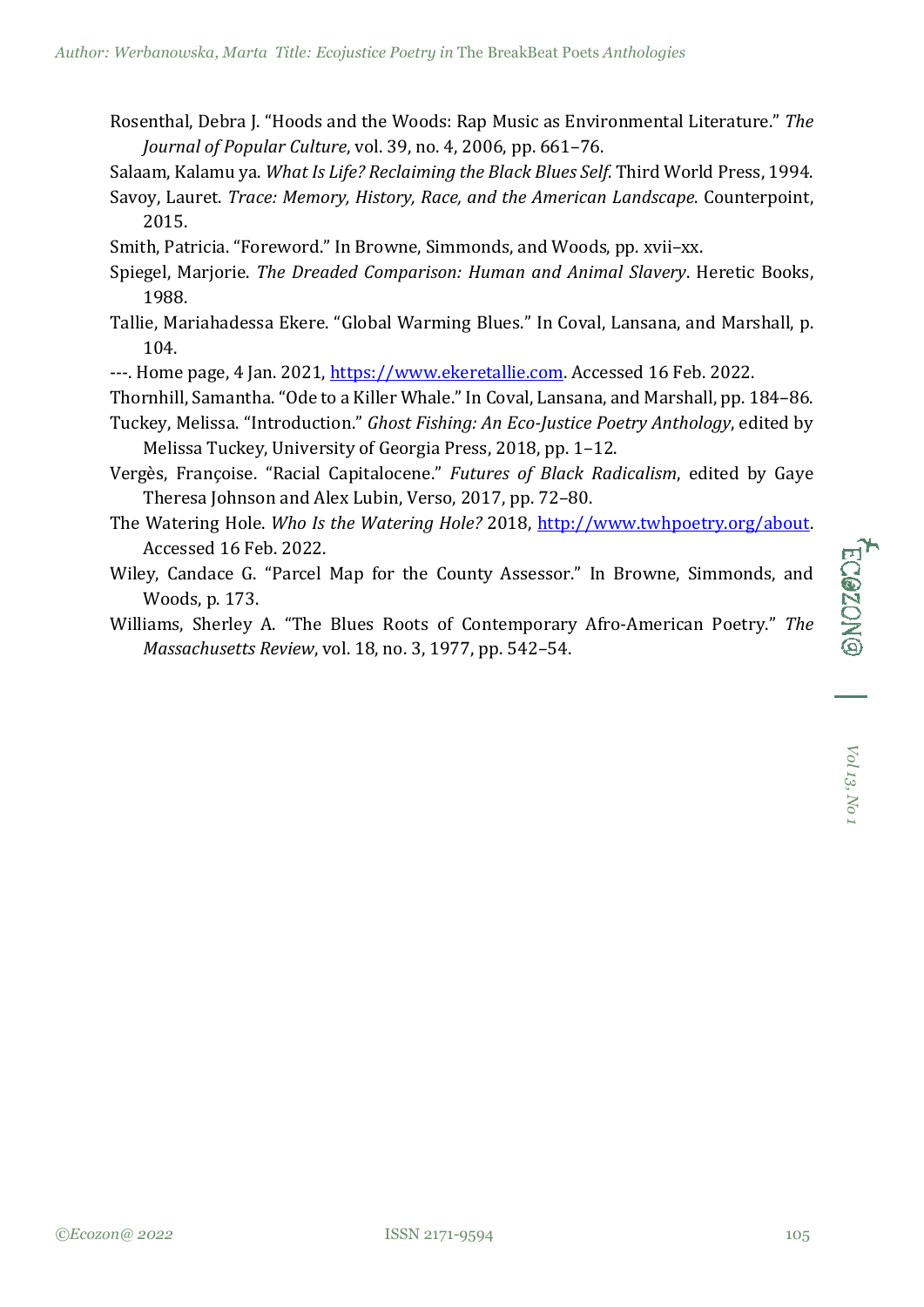Rosenthal, Debra J. "Hoods and the Woods: Rap Music as Environmental Literature." *The Journal of Popular Culture*, vol. 39, no. 4, 2006, pp. 661–76.

Salaam, Kalamu ya. *What Is Life? Reclaiming the Black Blues Self*. Third World Press, 1994.

Savoy, Lauret. *Trace: Memory, History, Race, and the American Landscape*. Counterpoint, 2015.

Smith, Patricia. "Foreword." In Browne, Simmonds, and Woods, pp. xvii–xx.

Spiegel, Marjorie. *The Dreaded Comparison: Human and Animal Slavery*. Heretic Books, 1988.

Tallie, Mariahadessa Ekere. "Global Warming Blues." In Coval, Lansana, and Marshall, p. 104.

---. Home page, 4 Jan. 2021, https://www.ekeretallie.com. Accessed 16 Feb. 2022.

Thornhill, Samantha. "Ode to a Killer Whale." In Coval, Lansana, and Marshall, pp. 184–86.

Tuckey, Melissa. "Introduction." *Ghost Fishing: An Eco-Justice Poetry Anthology*, edited by Melissa Tuckey, University of Georgia Press, 2018, pp. 1–12.

Vergès, Françoise. "Racial Capitalocene." *Futures of Black Radicalism*, edited by Gaye Theresa Johnson and Alex Lubin, Verso, 2017, pp. 72–80.

The Watering Hole. *Who Is the Watering Hole?* 2018, http://www.twhpoetry.org/about. Accessed 16 Feb. 2022.

Wiley, Candace G. "Parcel Map for the County Assessor." In Browne, Simmonds, and Woods, p. 173.

Williams, Sherley A. "The Blues Roots of Contemporary Afro-American Poetry." *The Massachusetts Review*, vol. 18, no. 3, 1977, pp. 542–54.